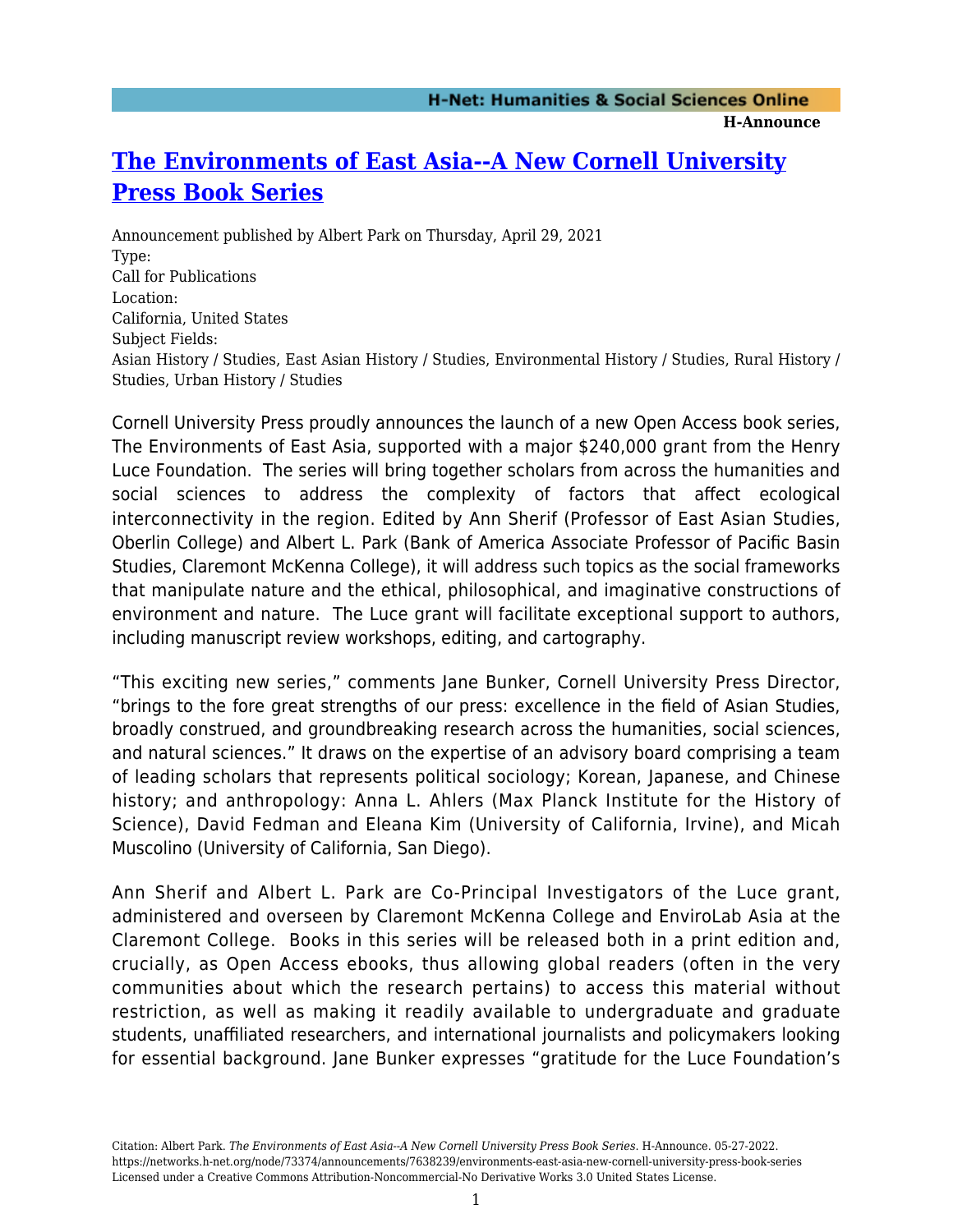# The Environments of East Asia--A New Cornell University Press Book Series

Announcement published by Albert Park on Thursday, April 29, 2021

Type:
Call for Publications

Location:
California, United States

Subject Fields:
Asian History / Studies, East Asian History / Studies, Environmental History / Studies, Rural History / Studies, Urban History / Studies

Cornell University Press proudly announces the launch of a new Open Access book series, The Environments of East Asia, supported with a major $240,000 grant from the Henry Luce Foundation. The series will bring together scholars from across the humanities and social sciences to address the complexity of factors that affect ecological interconnectivity in the region. Edited by Ann Sherif (Professor of East Asian Studies, Oberlin College) and Albert L. Park (Bank of America Associate Professor of Pacific Basin Studies, Claremont McKenna College), it will address such topics as the social frameworks that manipulate nature and the ethical, philosophical, and imaginative constructions of environment and nature. The Luce grant will facilitate exceptional support to authors, including manuscript review workshops, editing, and cartography.

"This exciting new series," comments Jane Bunker, Cornell University Press Director, "brings to the fore great strengths of our press: excellence in the field of Asian Studies, broadly construed, and groundbreaking research across the humanities, social sciences, and natural sciences." It draws on the expertise of an advisory board comprising a team of leading scholars that represents political sociology; Korean, Japanese, and Chinese history; and anthropology: Anna L. Ahlers (Max Planck Institute for the History of Science), David Fedman and Eleana Kim (University of California, Irvine), and Micah Muscolino (University of California, San Diego).

Ann Sherif and Albert L. Park are Co-Principal Investigators of the Luce grant, administered and overseen by Claremont McKenna College and EnviroLab Asia at the Claremont College. Books in this series will be released both in a print edition and, crucially, as Open Access ebooks, thus allowing global readers (often in the very communities about which the research pertains) to access this material without restriction, as well as making it readily available to undergraduate and graduate students, unaffiliated researchers, and international journalists and policymakers looking for essential background. Jane Bunker expresses "gratitude for the Luce Foundation's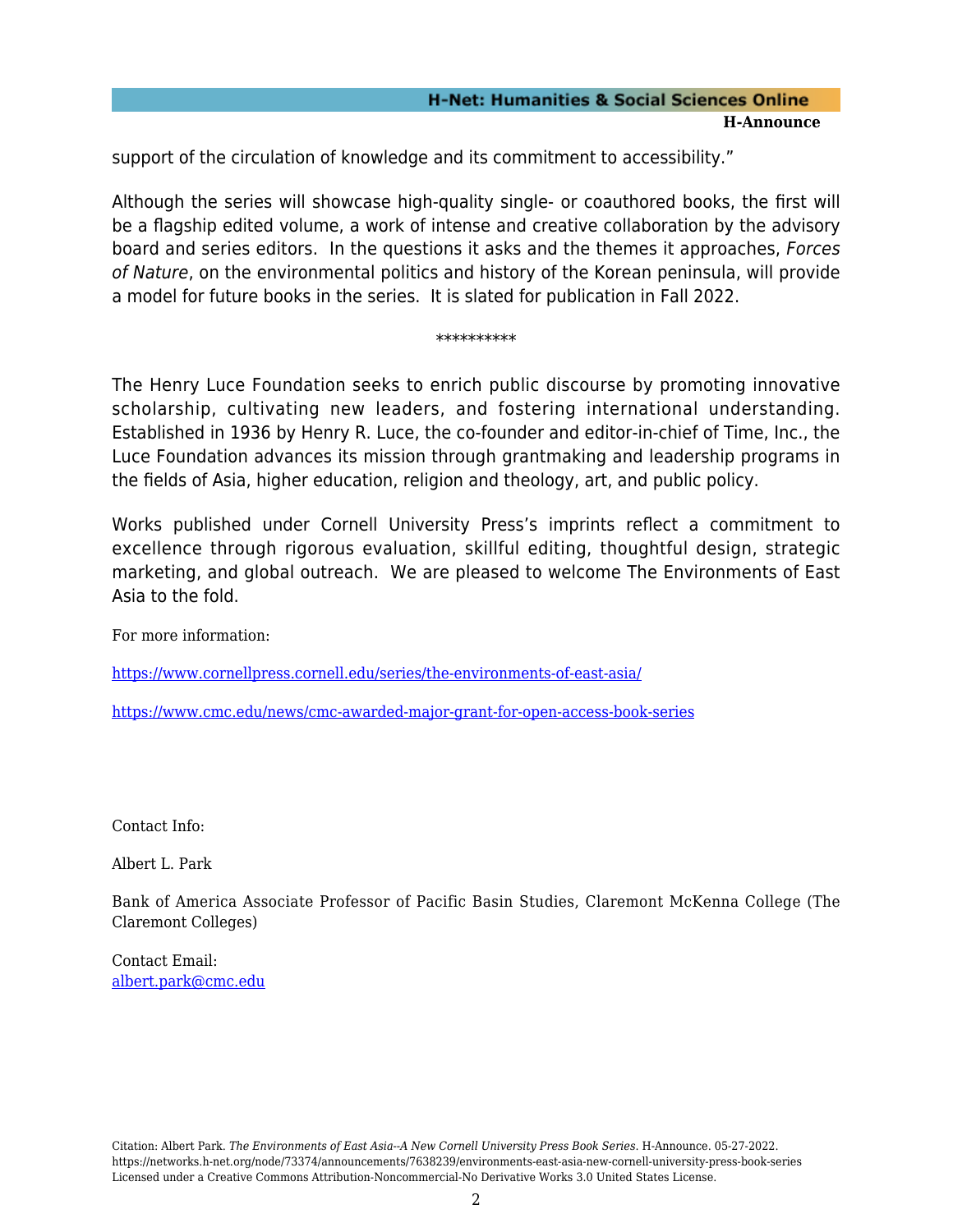support of the circulation of knowledge and its commitment to accessibility."

Although the series will showcase high-quality single- or coauthored books, the first will be a flagship edited volume, a work of intense and creative collaboration by the advisory board and series editors. In the questions it asks and the themes it approaches, *Forces of Nature*, on the environmental politics and history of the Korean peninsula, will provide a model for future books in the series. It is slated for publication in Fall 2022.

**********

The Henry Luce Foundation seeks to enrich public discourse by promoting innovative scholarship, cultivating new leaders, and fostering international understanding. Established in 1936 by Henry R. Luce, the co-founder and editor-in-chief of Time, Inc., the Luce Foundation advances its mission through grantmaking and leadership programs in the fields of Asia, higher education, religion and theology, art, and public policy.

Works published under Cornell University Press's imprints reflect a commitment to excellence through rigorous evaluation, skillful editing, thoughtful design, strategic marketing, and global outreach. We are pleased to welcome The Environments of East Asia to the fold.

For more information:

https://www.cornellpress.cornell.edu/series/the-environments-of-east-asia/

https://www.cmc.edu/news/cmc-awarded-major-grant-for-open-access-book-series

Contact Info:

Albert L. Park

Bank of America Associate Professor of Pacific Basin Studies, Claremont McKenna College (The Claremont Colleges)

Contact Email:
albert.park@cmc.edu

Citation: Albert Park. *The Environments of East Asia--A New Cornell University Press Book Series*. H-Announce. 05-27-2022.
https://networks.h-net.org/node/73374/announcements/7638239/environments-east-asia-new-cornell-university-press-book-series
Licensed under a Creative Commons Attribution-Noncommercial-No Derivative Works 3.0 United States License.